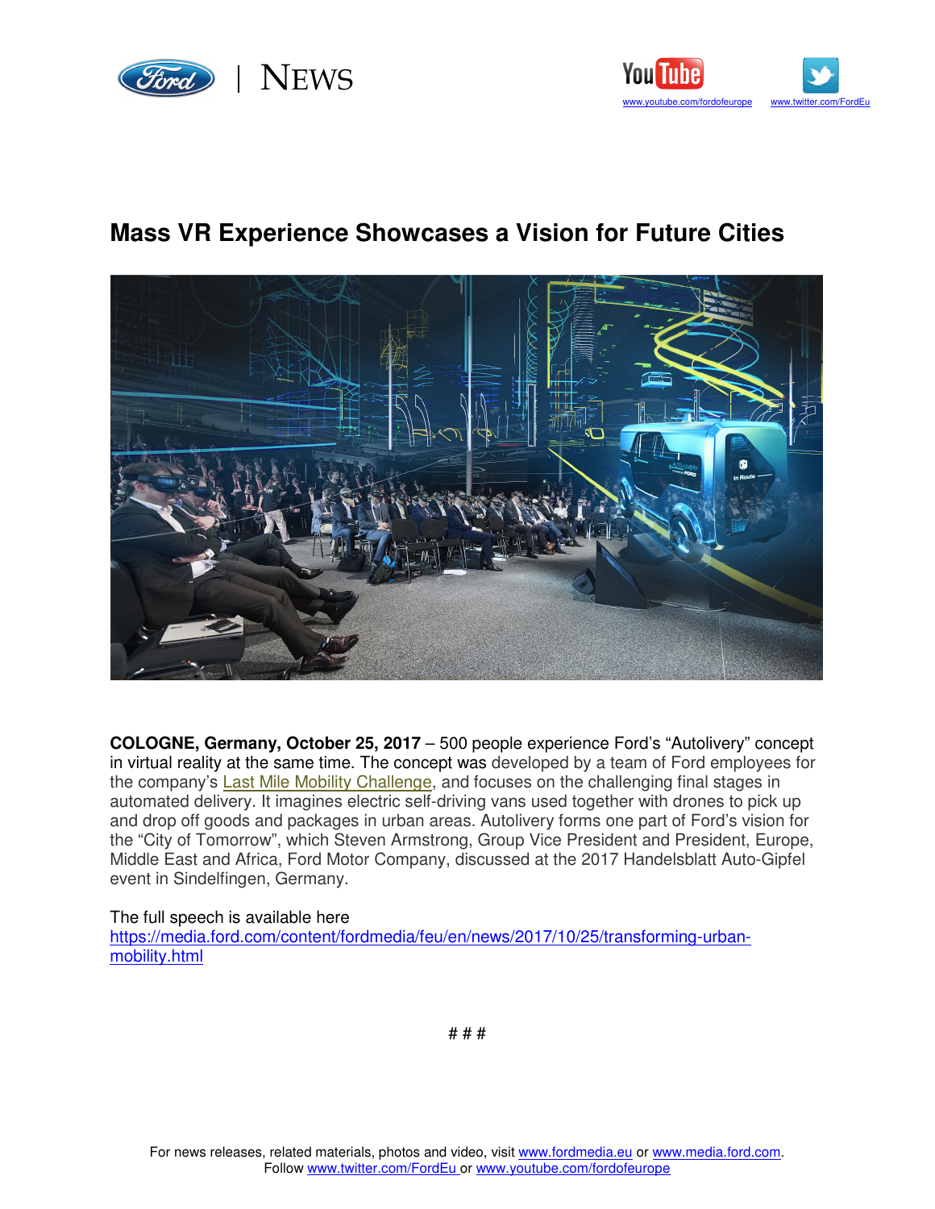Ford | NEWS

www.youtube.com/fordofeurope www.twitter.com/FordEu

# Mass VR Experience Showcases a Vision for Future Cities

**COLOGNE, Germany, October 25, 2017** – 500 people experience Ford's "Autolivery" concept in virtual reality at the same time. The concept was developed by a team of Ford employees for the company's Last Mile Mobility Challenge, and focuses on the challenging final stages in automated delivery. It imagines electric self-driving vans used together with drones to pick up and drop off goods and packages in urban areas. Autolivery forms one part of Ford's vision for the "City of Tomorrow", which Steven Armstrong, Group Vice President and President, Europe, Middle East and Africa, Ford Motor Company, discussed at the 2017 Handelsblatt Auto-Gipfel event in Sindelfingen, Germany.

The full speech is available here
https://media.ford.com/content/fordmedia/feu/en/news/2017/10/25/transforming-urban-mobility.html

# # #

For news releases, related materials, photos and video, visit www.fordmedia.eu or www.media.ford.com.
Follow www.twitter.com/FordEu or www.youtube.com/fordofeurope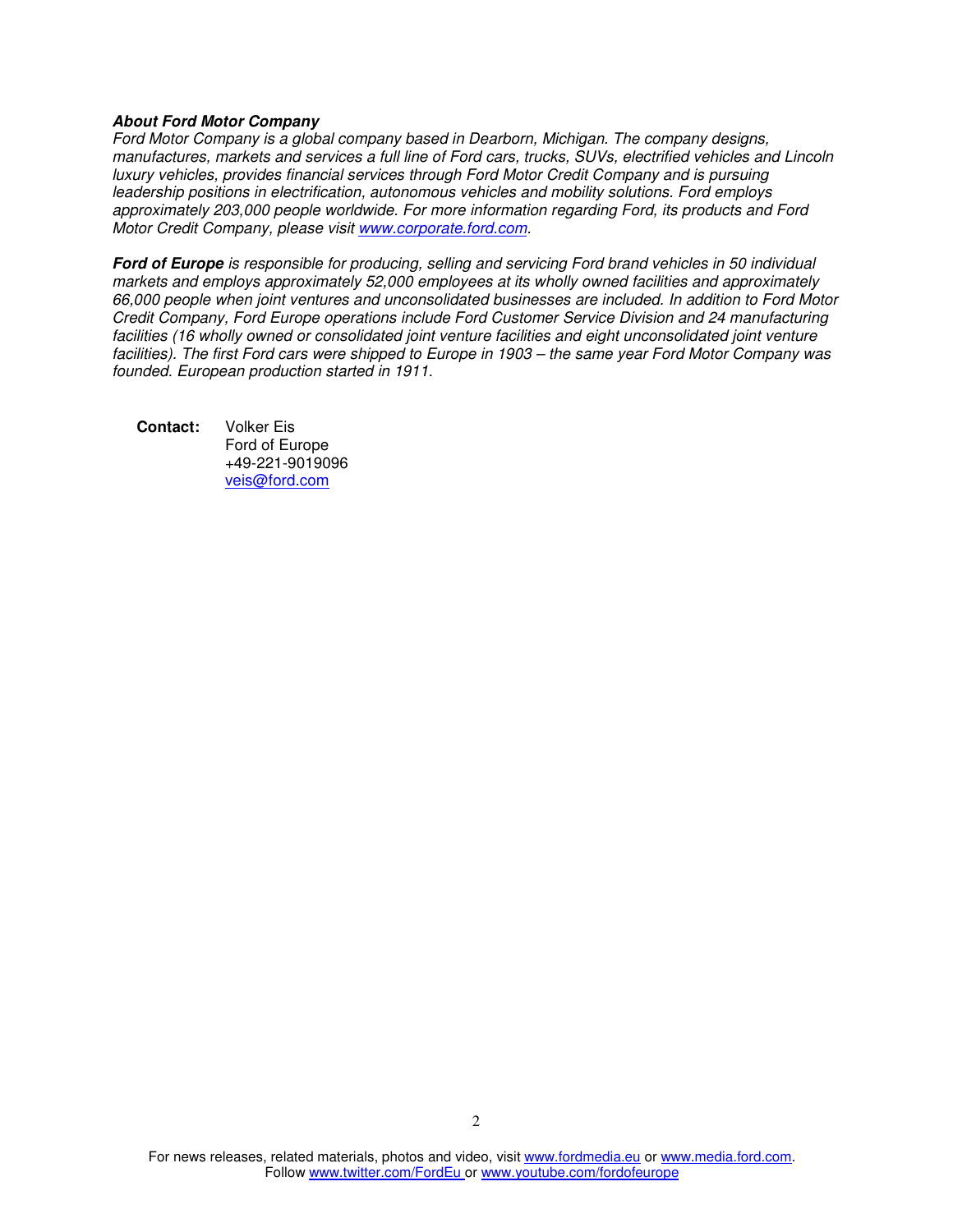***About Ford Motor Company***
*Ford Motor Company is a global company based in Dearborn, Michigan. The company designs, manufactures, markets and services a full line of Ford cars, trucks, SUVs, electrified vehicles and Lincoln luxury vehicles, provides financial services through Ford Motor Credit Company and is pursuing leadership positions in electrification, autonomous vehicles and mobility solutions. Ford employs approximately 203,000 people worldwide. For more information regarding Ford, its products and Ford Motor Credit Company, please visit [www.corporate.ford.com](http://www.corporate.ford.com).*

***Ford of Europe** is responsible for producing, selling and servicing Ford brand vehicles in 50 individual markets and employs approximately 52,000 employees at its wholly owned facilities and approximately 66,000 people when joint ventures and unconsolidated businesses are included. In addition to Ford Motor Credit Company, Ford Europe operations include Ford Customer Service Division and 24 manufacturing facilities (16 wholly owned or consolidated joint venture facilities and eight unconsolidated joint venture facilities). The first Ford cars were shipped to Europe in 1903 – the same year Ford Motor Company was founded. European production started in 1911.*

**Contact:** Volker Eis
Ford of Europe
+49-221-9019096
[veis@ford.com](mailto:veis@ford.com)

For news releases, related materials, photos and video, visit [www.fordmedia.eu](http://www.fordmedia.eu) or [www.media.ford.com](http://www.media.ford.com).
Follow [www.twitter.com/FordEu](http://www.twitter.com/FordEu) or [www.youtube.com/fordofeurope](http://www.youtube.com/fordofeurope)